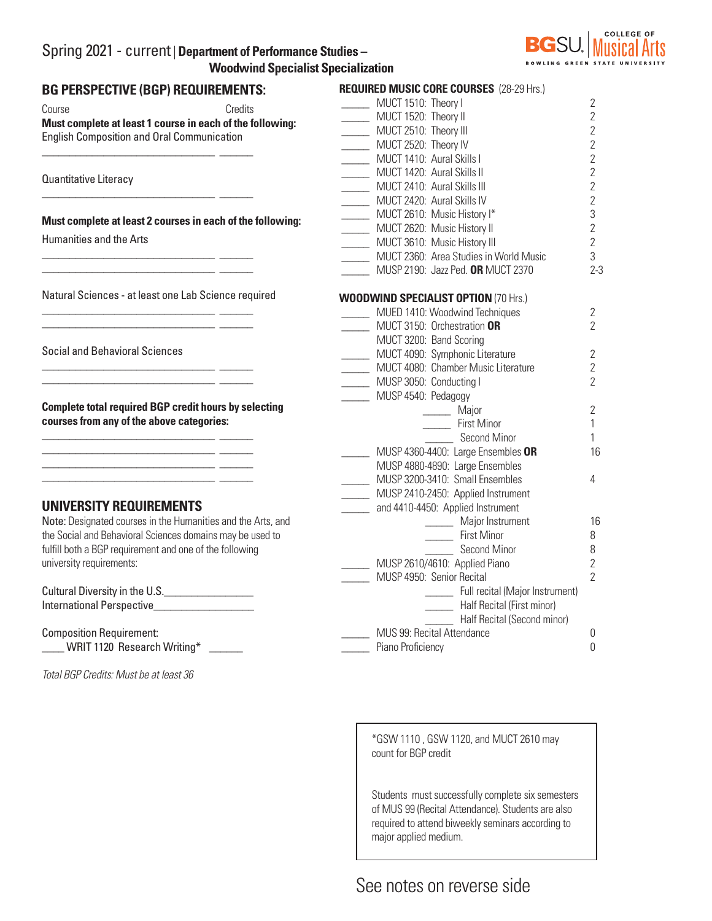# Spring 2021 - current | Department of Performance Studies – Woodwind Specialist Specialization

BGSU. College of Musical Arts — Bowling Green State University

## BG PERSPECTIVE (BGP) REQUIREMENTS:

Course — Credits

**Must complete at least 1 course in each of the following:**

English Composition and Oral Communication

______________________________ ______

Quantitative Literacy

______________________________ ______

**Must complete at least 2 courses in each of the following:**

Humanities and the Arts

______________________________ ______
______________________________ ______

Natural Sciences - at least one Lab Science required

______________________________ ______
______________________________ ______

Social and Behavioral Sciences

______________________________ ______
______________________________ ______

**Complete total required BGP credit hours by selecting courses from any of the above categories:**

______________________________ ______
______________________________ ______
______________________________ ______
______________________________ ______

## UNIVERSITY REQUIREMENTS

Note: Designated courses in the Humanities and the Arts, and the Social and Behavioral Sciences domains may be used to fulfill both a BGP requirement and one of the following university requirements:

Cultural Diversity in the U.S.________________
International Perspective__________________

Composition Requirement:
____ WRIT 1120 Research Writing* ______

*Total BGP Credits: Must be at least 36*

## REQUIRED MUSIC CORE COURSES (28-29 Hrs.)

| | Course | Hrs. |
|---|---|---|
| _____ | MUCT 1510: Theory I | 2 |
| _____ | MUCT 1520: Theory II | 2 |
| _____ | MUCT 2510: Theory III | 2 |
| _____ | MUCT 2520: Theory IV | 2 |
| _____ | MUCT 1410: Aural Skills I | 2 |
| _____ | MUCT 1420: Aural Skills II | 2 |
| _____ | MUCT 2410: Aural Skills III | 2 |
| _____ | MUCT 2420: Aural Skills IV | 2 |
| _____ | MUCT 2610: Music History I* | 3 |
| _____ | MUCT 2620: Music History II | 2 |
| _____ | MUCT 3610: Music History III | 2 |
| _____ | MUCT 2360: Area Studies in World Music | 3 |
| _____ | MUSP 2190: Jazz Ped. **OR** MUCT 2370 | 2-3 |

## WOODWIND SPECIALIST OPTION (70 Hrs.)

| | Course | Hrs. |
|---|---|---|
| _____ | MUED 1410: Woodwind Techniques | 2 |
| _____ | MUCT 3150: Orchestration **OR** MUCT 3200: Band Scoring | 2 |
| _____ | MUCT 4090: Symphonic Literature | 2 |
| _____ | MUCT 4080: Chamber Music Literature | 2 |
| _____ | MUSP 3050: Conducting I | 2 |
| _____ | MUSP 4540: Pedagogy | |
| | _____ Major | 2 |
| | _____ First Minor | 1 |
| | _____ Second Minor | 1 |
| _____ | MUSP 4360-4400: Large Ensembles **OR** MUSP 4880-4890: Large Ensembles | 16 |
| _____ | MUSP 3200-3410: Small Ensembles | 4 |
| _____ | MUSP 2410-2450: Applied Instrument | |
| _____ | and 4410-4450: Applied Instrument | |
| | _____ Major Instrument | 16 |
| | _____ First Minor | 8 |
| | _____ Second Minor | 8 |
| _____ | MUSP 2610/4610: Applied Piano | 2 |
| _____ | MUSP 4950: Senior Recital | 2 |
| | _____ Full recital (Major Instrument) | |
| | _____ Half Recital (First minor) | |
| | _____ Half Recital (Second minor) | |
| _____ | MUS 99: Recital Attendance | 0 |
| _____ | Piano Proficiency | 0 |

*GSW 1110 , GSW 1120, and MUCT 2610 may count for BGP credit

Students must successfully complete six semesters of MUS 99 (Recital Attendance). Students are also required to attend biweekly seminars according to major applied medium.

See notes on reverse side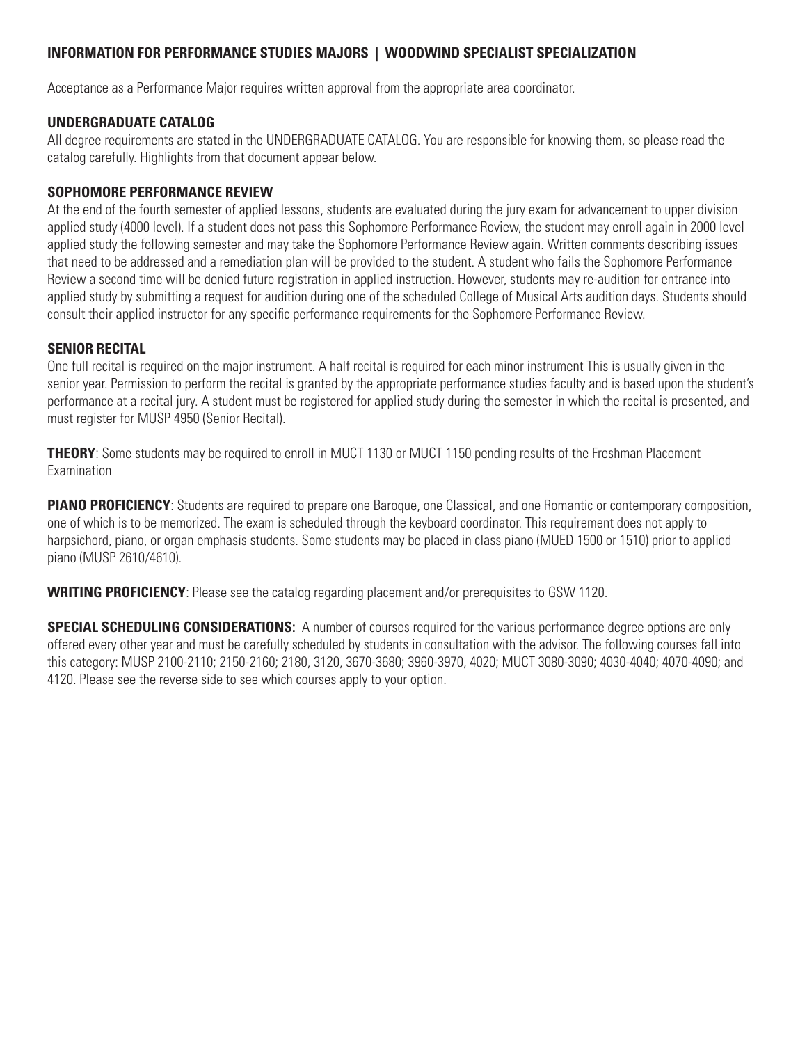## INFORMATION FOR PERFORMANCE STUDIES MAJORS | WOODWIND SPECIALIST SPECIALIZATION

Acceptance as a Performance Major requires written approval from the appropriate area coordinator.

### UNDERGRADUATE CATALOG

All degree requirements are stated in the UNDERGRADUATE CATALOG. You are responsible for knowing them, so please read the catalog carefully. Highlights from that document appear below.

### SOPHOMORE PERFORMANCE REVIEW

At the end of the fourth semester of applied lessons, students are evaluated during the jury exam for advancement to upper division applied study (4000 level). If a student does not pass this Sophomore Performance Review, the student may enroll again in 2000 level applied study the following semester and may take the Sophomore Performance Review again. Written comments describing issues that need to be addressed and a remediation plan will be provided to the student. A student who fails the Sophomore Performance Review a second time will be denied future registration in applied instruction. However, students may re-audition for entrance into applied study by submitting a request for audition during one of the scheduled College of Musical Arts audition days. Students should consult their applied instructor for any specific performance requirements for the Sophomore Performance Review.

### SENIOR RECITAL

One full recital is required on the major instrument. A half recital is required for each minor instrument This is usually given in the senior year. Permission to perform the recital is granted by the appropriate performance studies faculty and is based upon the student's performance at a recital jury. A student must be registered for applied study during the semester in which the recital is presented, and must register for MUSP 4950 (Senior Recital).

**THEORY**: Some students may be required to enroll in MUCT 1130 or MUCT 1150 pending results of the Freshman Placement Examination

**PIANO PROFICIENCY**: Students are required to prepare one Baroque, one Classical, and one Romantic or contemporary composition, one of which is to be memorized. The exam is scheduled through the keyboard coordinator. This requirement does not apply to harpsichord, piano, or organ emphasis students. Some students may be placed in class piano (MUED 1500 or 1510) prior to applied piano (MUSP 2610/4610).

**WRITING PROFICIENCY**: Please see the catalog regarding placement and/or prerequisites to GSW 1120.

**SPECIAL SCHEDULING CONSIDERATIONS:** A number of courses required for the various performance degree options are only offered every other year and must be carefully scheduled by students in consultation with the advisor. The following courses fall into this category: MUSP 2100-2110; 2150-2160; 2180, 3120, 3670-3680; 3960-3970, 4020; MUCT 3080-3090; 4030-4040; 4070-4090; and 4120. Please see the reverse side to see which courses apply to your option.